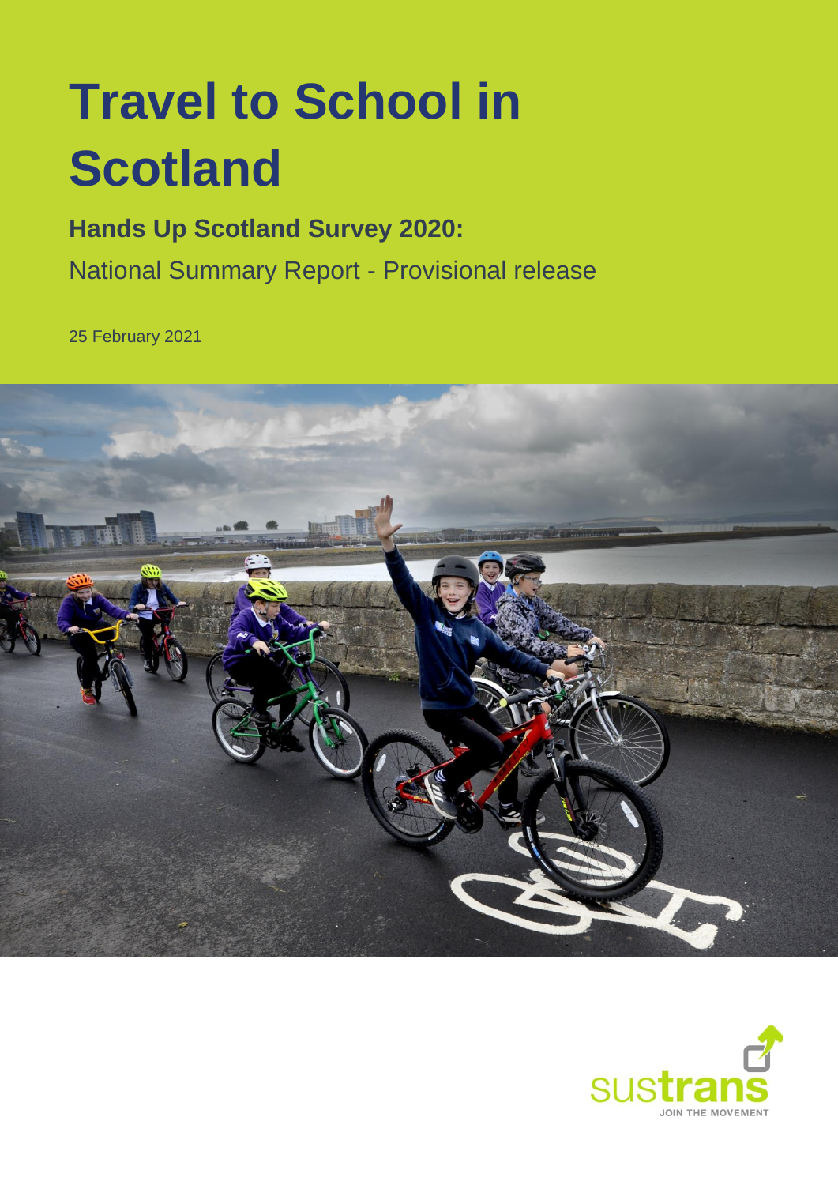# Travel to School in Scotland

## Hands Up Scotland Survey 2020:

National Summary Report - Provisional release

25 February 2021

sustrans

JOIN THE MOVEMENT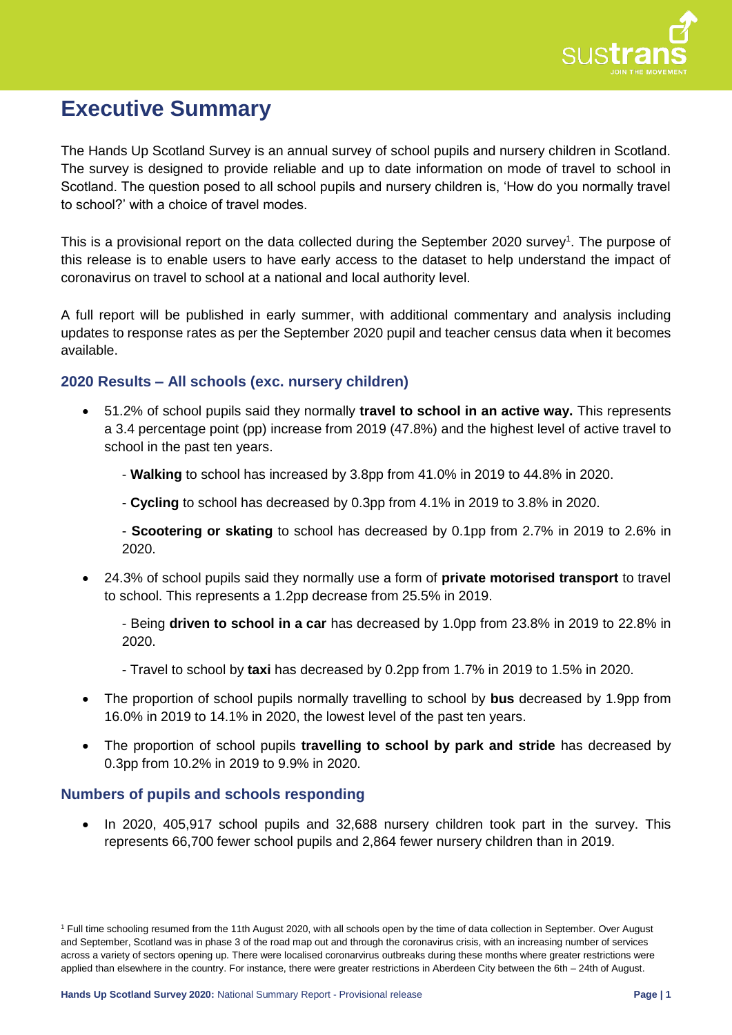# Executive Summary

The Hands Up Scotland Survey is an annual survey of school pupils and nursery children in Scotland. The survey is designed to provide reliable and up to date information on mode of travel to school in Scotland. The question posed to all school pupils and nursery children is, 'How do you normally travel to school?' with a choice of travel modes.

This is a provisional report on the data collected during the September 2020 survey[1]. The purpose of this release is to enable users to have early access to the dataset to help understand the impact of coronavirus on travel to school at a national and local authority level.

A full report will be published in early summer, with additional commentary and analysis including updates to response rates as per the September 2020 pupil and teacher census data when it becomes available.

### 2020 Results – All schools (exc. nursery children)

- 51.2% of school pupils said they normally **travel to school in an active way.** This represents a 3.4 percentage point (pp) increase from 2019 (47.8%) and the highest level of active travel to school in the past ten years.

  - **Walking** to school has increased by 3.8pp from 41.0% in 2019 to 44.8% in 2020.

  - **Cycling** to school has decreased by 0.3pp from 4.1% in 2019 to 3.8% in 2020.

  - **Scootering or skating** to school has decreased by 0.1pp from 2.7% in 2019 to 2.6% in 2020.

- 24.3% of school pupils said they normally use a form of **private motorised transport** to travel to school. This represents a 1.2pp decrease from 25.5% in 2019.

  - Being **driven to school in a car** has decreased by 1.0pp from 23.8% in 2019 to 22.8% in 2020.

  - Travel to school by **taxi** has decreased by 0.2pp from 1.7% in 2019 to 1.5% in 2020.

- The proportion of school pupils normally travelling to school by **bus** decreased by 1.9pp from 16.0% in 2019 to 14.1% in 2020, the lowest level of the past ten years.

- The proportion of school pupils **travelling to school by park and stride** has decreased by 0.3pp from 10.2% in 2019 to 9.9% in 2020.

### Numbers of pupils and schools responding

- In 2020, 405,917 school pupils and 32,688 nursery children took part in the survey. This represents 66,700 fewer school pupils and 2,864 fewer nursery children than in 2019.

[1] Full time schooling resumed from the 11th August 2020, with all schools open by the time of data collection in September. Over August and September, Scotland was in phase 3 of the road map out and through the coronavirus crisis, with an increasing number of services across a variety of sectors opening up. There were localised coronarvirus outbreaks during these months where greater restrictions were applied than elsewhere in the country. For instance, there were greater restrictions in Aberdeen City between the 6th – 24th of August.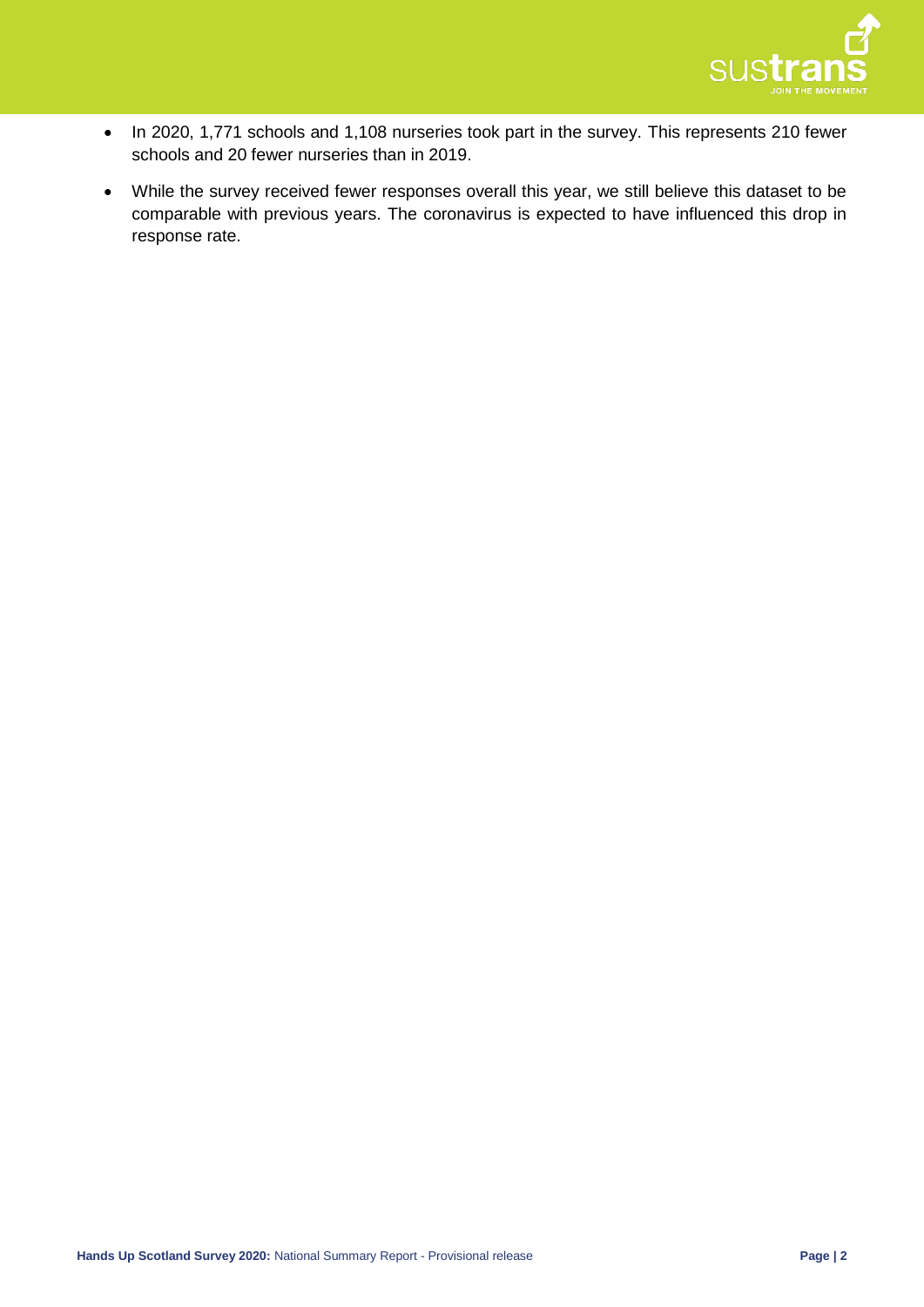- In 2020, 1,771 schools and 1,108 nurseries took part in the survey. This represents 210 fewer schools and 20 fewer nurseries than in 2019.
- While the survey received fewer responses overall this year, we still believe this dataset to be comparable with previous years. The coronavirus is expected to have influenced this drop in response rate.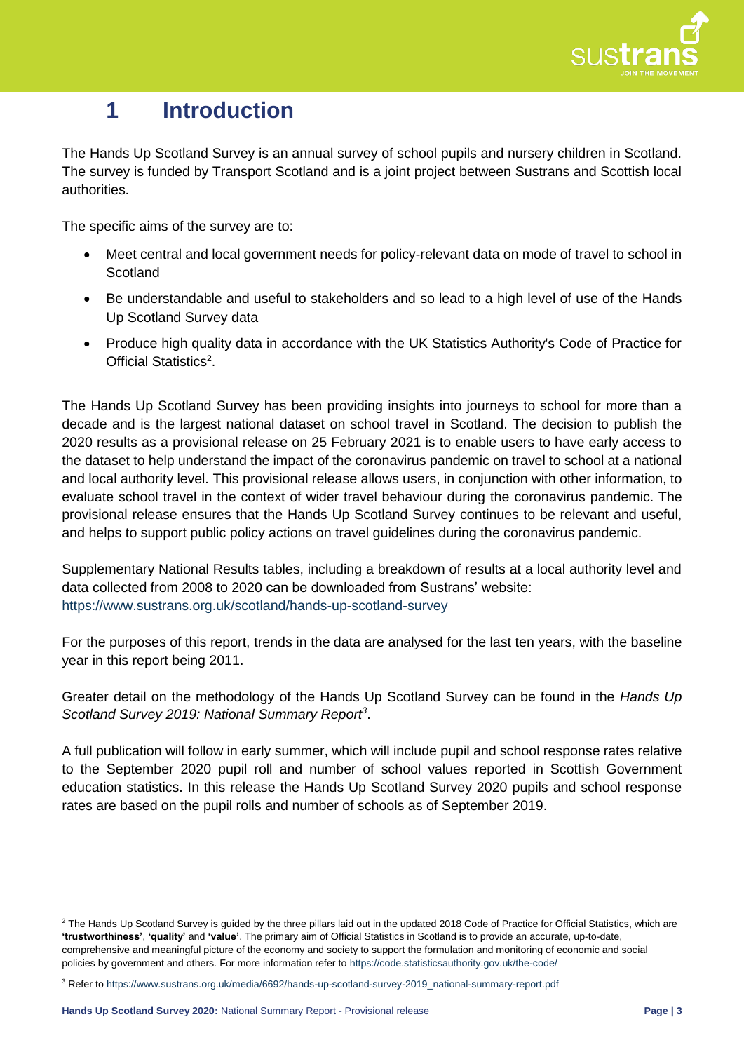# 1 Introduction

The Hands Up Scotland Survey is an annual survey of school pupils and nursery children in Scotland. The survey is funded by Transport Scotland and is a joint project between Sustrans and Scottish local authorities.

The specific aims of the survey are to:

- Meet central and local government needs for policy-relevant data on mode of travel to school in Scotland
- Be understandable and useful to stakeholders and so lead to a high level of use of the Hands Up Scotland Survey data
- Produce high quality data in accordance with the UK Statistics Authority's Code of Practice for Official Statistics[2].

The Hands Up Scotland Survey has been providing insights into journeys to school for more than a decade and is the largest national dataset on school travel in Scotland. The decision to publish the 2020 results as a provisional release on 25 February 2021 is to enable users to have early access to the dataset to help understand the impact of the coronavirus pandemic on travel to school at a national and local authority level. This provisional release allows users, in conjunction with other information, to evaluate school travel in the context of wider travel behaviour during the coronavirus pandemic. The provisional release ensures that the Hands Up Scotland Survey continues to be relevant and useful, and helps to support public policy actions on travel guidelines during the coronavirus pandemic.

Supplementary National Results tables, including a breakdown of results at a local authority level and data collected from 2008 to 2020 can be downloaded from Sustrans' website:
https://www.sustrans.org.uk/scotland/hands-up-scotland-survey

For the purposes of this report, trends in the data are analysed for the last ten years, with the baseline year in this report being 2011.

Greater detail on the methodology of the Hands Up Scotland Survey can be found in the *Hands Up Scotland Survey 2019: National Summary Report*[3].

A full publication will follow in early summer, which will include pupil and school response rates relative to the September 2020 pupil roll and number of school values reported in Scottish Government education statistics. In this release the Hands Up Scotland Survey 2020 pupils and school response rates are based on the pupil rolls and number of schools as of September 2019.

[2] The Hands Up Scotland Survey is guided by the three pillars laid out in the updated 2018 Code of Practice for Official Statistics, which are **'trustworthiness'**, **'quality'** and **'value'**. The primary aim of Official Statistics in Scotland is to provide an accurate, up-to-date, comprehensive and meaningful picture of the economy and society to support the formulation and monitoring of economic and social policies by government and others. For more information refer to https://code.statisticsauthority.gov.uk/the-code/

[3] Refer to https://www.sustrans.org.uk/media/6692/hands-up-scotland-survey-2019_national-summary-report.pdf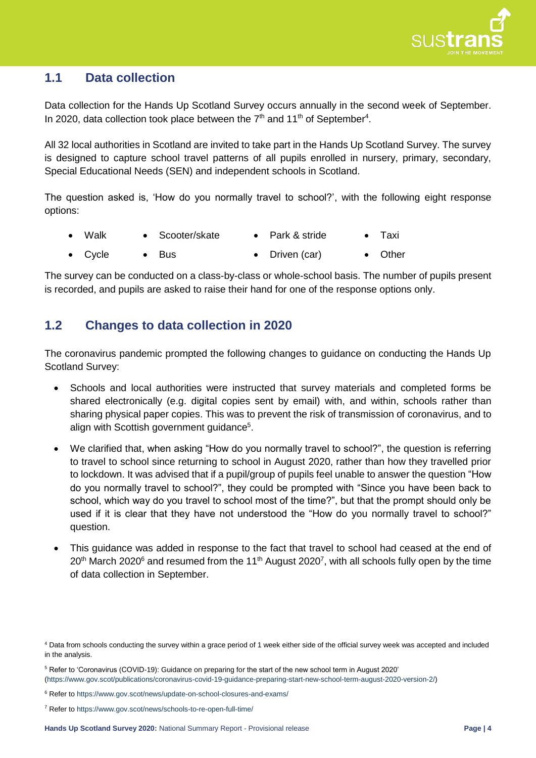## 1.1 Data collection

Data collection for the Hands Up Scotland Survey occurs annually in the second week of September. In 2020, data collection took place between the 7th and 11th of September[4].

All 32 local authorities in Scotland are invited to take part in the Hands Up Scotland Survey. The survey is designed to capture school travel patterns of all pupils enrolled in nursery, primary, secondary, Special Educational Needs (SEN) and independent schools in Scotland.

The question asked is, 'How do you normally travel to school?', with the following eight response options:

- Walk
- Scooter/skate
- Park & stride
- Taxi
- Cycle
- Bus
- Driven (car)
- Other

The survey can be conducted on a class-by-class or whole-school basis. The number of pupils present is recorded, and pupils are asked to raise their hand for one of the response options only.

## 1.2 Changes to data collection in 2020

The coronavirus pandemic prompted the following changes to guidance on conducting the Hands Up Scotland Survey:

- Schools and local authorities were instructed that survey materials and completed forms be shared electronically (e.g. digital copies sent by email) with, and within, schools rather than sharing physical paper copies. This was to prevent the risk of transmission of coronavirus, and to align with Scottish government guidance[5].
- We clarified that, when asking "How do you normally travel to school?", the question is referring to travel to school since returning to school in August 2020, rather than how they travelled prior to lockdown. It was advised that if a pupil/group of pupils feel unable to answer the question "How do you normally travel to school?", they could be prompted with "Since you have been back to school, which way do you travel to school most of the time?", but that the prompt should only be used if it is clear that they have not understood the "How do you normally travel to school?" question.
- This guidance was added in response to the fact that travel to school had ceased at the end of 20th March 2020[6] and resumed from the 11th August 2020[7], with all schools fully open by the time of data collection in September.

[4] Data from schools conducting the survey within a grace period of 1 week either side of the official survey week was accepted and included in the analysis.

[5] Refer to 'Coronavirus (COVID-19): Guidance on preparing for the start of the new school term in August 2020' (https://www.gov.scot/publications/coronavirus-covid-19-guidance-preparing-start-new-school-term-august-2020-version-2/)

[6] Refer to https://www.gov.scot/news/update-on-school-closures-and-exams/

[7] Refer to https://www.gov.scot/news/schools-to-re-open-full-time/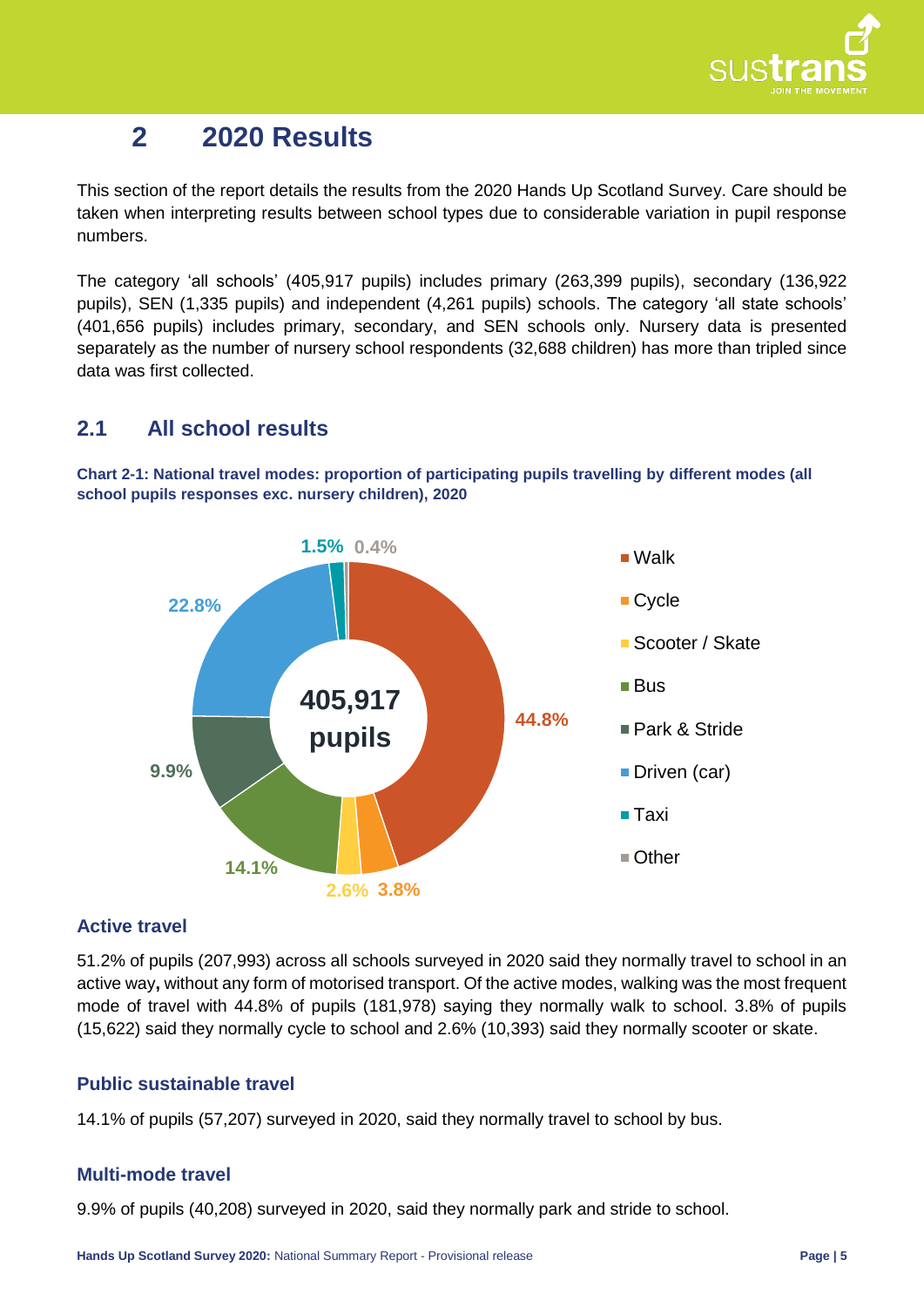# 2 2020 Results

This section of the report details the results from the 2020 Hands Up Scotland Survey. Care should be taken when interpreting results between school types due to considerable variation in pupil response numbers.

The category 'all schools' (405,917 pupils) includes primary (263,399 pupils), secondary (136,922 pupils), SEN (1,335 pupils) and independent (4,261 pupils) schools. The category 'all state schools' (401,656 pupils) includes primary, secondary, and SEN schools only. Nursery data is presented separately as the number of nursery school respondents (32,688 children) has more than tripled since data was first collected.

## 2.1 All school results

**Chart 2-1: National travel modes: proportion of participating pupils travelling by different modes (all school pupils responses exc. nursery children), 2020**

405,917 pupils

44.8%
3.8%
2.6%
14.1%
9.9%
22.8%
1.5%
0.4%

Walk
Cycle
Scooter / Skate
Bus
Park & Stride
Driven (car)
Taxi
Other

### Active travel

51.2% of pupils (207,993) across all schools surveyed in 2020 said they normally travel to school in an active way**,** without any form of motorised transport. Of the active modes, walking was the most frequent mode of travel with 44.8% of pupils (181,978) saying they normally walk to school. 3.8% of pupils (15,622) said they normally cycle to school and 2.6% (10,393) said they normally scooter or skate.

### Public sustainable travel

14.1% of pupils (57,207) surveyed in 2020, said they normally travel to school by bus.

### Multi-mode travel

9.9% of pupils (40,208) surveyed in 2020, said they normally park and stride to school.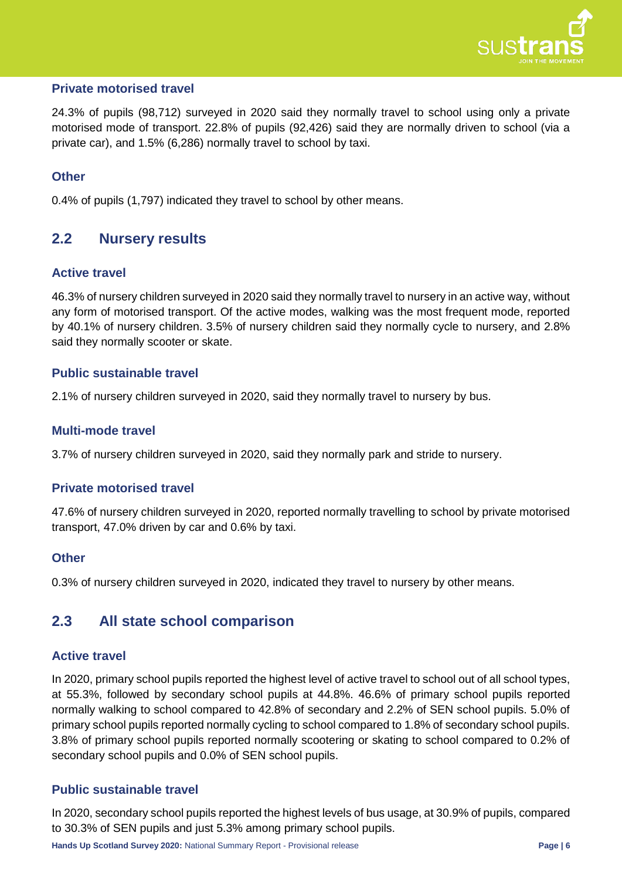### Private motorised travel

24.3% of pupils (98,712) surveyed in 2020 said they normally travel to school using only a private motorised mode of transport. 22.8% of pupils (92,426) said they are normally driven to school (via a private car), and 1.5% (6,286) normally travel to school by taxi.

### Other

0.4% of pupils (1,797) indicated they travel to school by other means.

## 2.2 Nursery results

### Active travel

46.3% of nursery children surveyed in 2020 said they normally travel to nursery in an active way, without any form of motorised transport. Of the active modes, walking was the most frequent mode, reported by 40.1% of nursery children. 3.5% of nursery children said they normally cycle to nursery, and 2.8% said they normally scooter or skate.

### Public sustainable travel

2.1% of nursery children surveyed in 2020, said they normally travel to nursery by bus.

### Multi-mode travel

3.7% of nursery children surveyed in 2020, said they normally park and stride to nursery.

### Private motorised travel

47.6% of nursery children surveyed in 2020, reported normally travelling to school by private motorised transport, 47.0% driven by car and 0.6% by taxi.

### Other

0.3% of nursery children surveyed in 2020, indicated they travel to nursery by other means.

## 2.3 All state school comparison

### Active travel

In 2020, primary school pupils reported the highest level of active travel to school out of all school types, at 55.3%, followed by secondary school pupils at 44.8%. 46.6% of primary school pupils reported normally walking to school compared to 42.8% of secondary and 2.2% of SEN school pupils. 5.0% of primary school pupils reported normally cycling to school compared to 1.8% of secondary school pupils. 3.8% of primary school pupils reported normally scootering or skating to school compared to 0.2% of secondary school pupils and 0.0% of SEN school pupils.

### Public sustainable travel

In 2020, secondary school pupils reported the highest levels of bus usage, at 30.9% of pupils, compared to 30.3% of SEN pupils and just 5.3% among primary school pupils.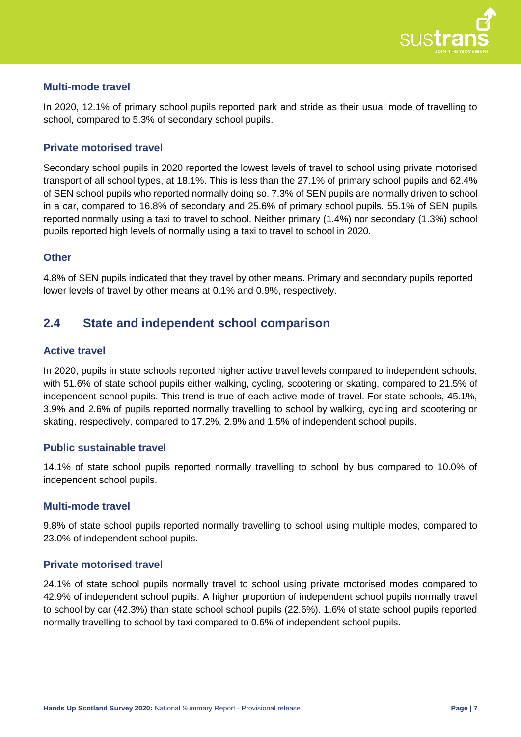### Multi-mode travel

In 2020, 12.1% of primary school pupils reported park and stride as their usual mode of travelling to school, compared to 5.3% of secondary school pupils.

### Private motorised travel

Secondary school pupils in 2020 reported the lowest levels of travel to school using private motorised transport of all school types, at 18.1%. This is less than the 27.1% of primary school pupils and 62.4% of SEN school pupils who reported normally doing so. 7.3% of SEN pupils are normally driven to school in a car, compared to 16.8% of secondary and 25.6% of primary school pupils. 55.1% of SEN pupils reported normally using a taxi to travel to school. Neither primary (1.4%) nor secondary (1.3%) school pupils reported high levels of normally using a taxi to travel to school in 2020.

### Other

4.8% of SEN pupils indicated that they travel by other means. Primary and secondary pupils reported lower levels of travel by other means at 0.1% and 0.9%, respectively.

## 2.4 State and independent school comparison

### Active travel

In 2020, pupils in state schools reported higher active travel levels compared to independent schools, with 51.6% of state school pupils either walking, cycling, scootering or skating, compared to 21.5% of independent school pupils. This trend is true of each active mode of travel. For state schools, 45.1%, 3.9% and 2.6% of pupils reported normally travelling to school by walking, cycling and scootering or skating, respectively, compared to 17.2%, 2.9% and 1.5% of independent school pupils.

### Public sustainable travel

14.1% of state school pupils reported normally travelling to school by bus compared to 10.0% of independent school pupils.

### Multi-mode travel

9.8% of state school pupils reported normally travelling to school using multiple modes, compared to 23.0% of independent school pupils.

### Private motorised travel

24.1% of state school pupils normally travel to school using private motorised modes compared to 42.9% of independent school pupils. A higher proportion of independent school pupils normally travel to school by car (42.3%) than state school school pupils (22.6%). 1.6% of state school pupils reported normally travelling to school by taxi compared to 0.6% of independent school pupils.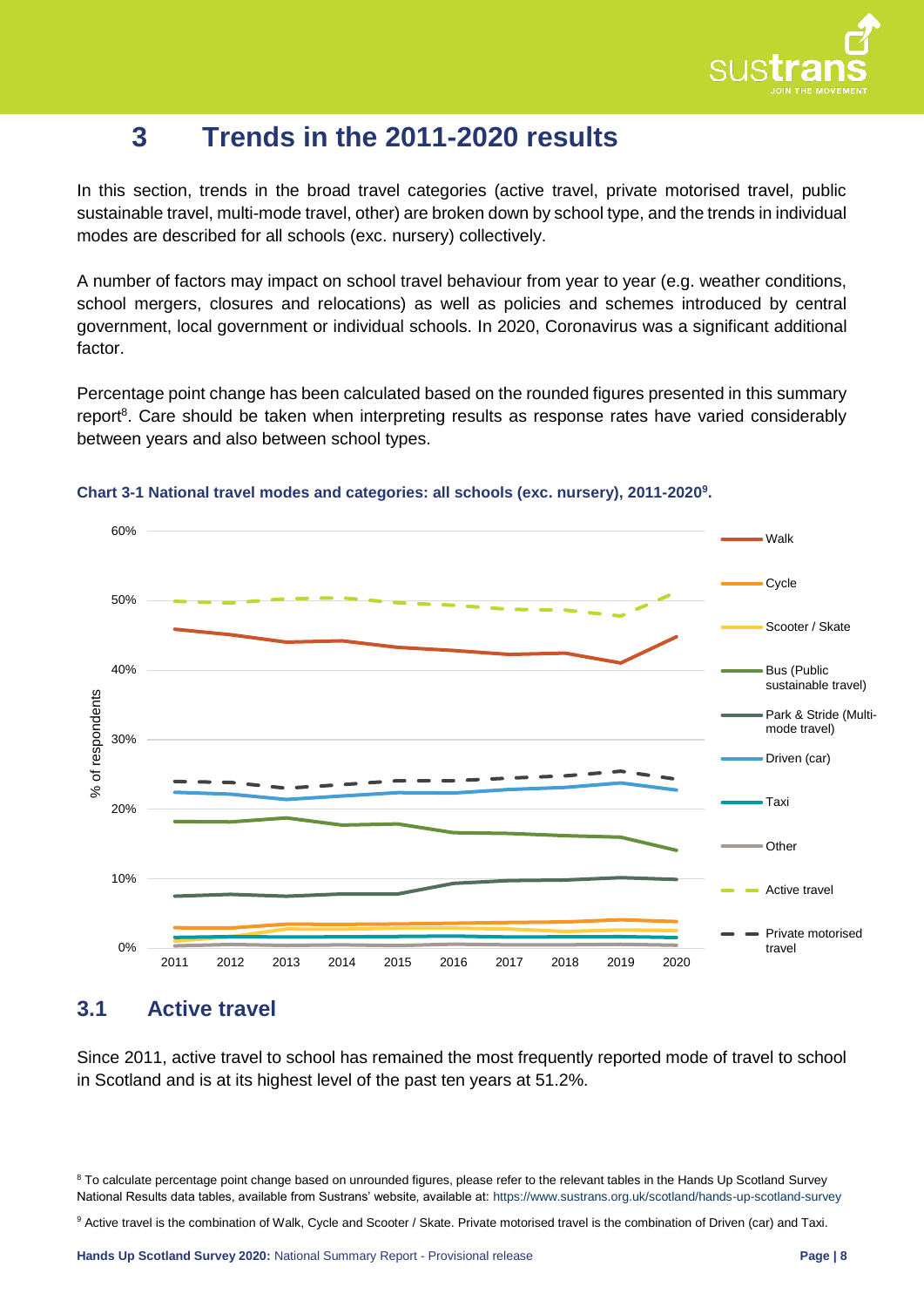# 3 Trends in the 2011-2020 results

In this section, trends in the broad travel categories (active travel, private motorised travel, public sustainable travel, multi-mode travel, other) are broken down by school type, and the trends in individual modes are described for all schools (exc. nursery) collectively.

A number of factors may impact on school travel behaviour from year to year (e.g. weather conditions, school mergers, closures and relocations) as well as policies and schemes introduced by central government, local government or individual schools. In 2020, Coronavirus was a significant additional factor.

Percentage point change has been calculated based on the rounded figures presented in this summary report[8]. Care should be taken when interpreting results as response rates have varied considerably between years and also between school types.

**Chart 3-1 National travel modes and categories: all schools (exc. nursery), 2011-2020[9].**

60%
50%
40%
30%
20%
10%
0%

% of respondents

2011 2012 2013 2014 2015 2016 2017 2018 2019 2020

Walk
Cycle
Scooter / Skate
Bus (Public sustainable travel)
Park & Stride (Multi-mode travel)
Driven (car)
Taxi
Other
Active travel
Private motorised travel

## 3.1 Active travel

Since 2011, active travel to school has remained the most frequently reported mode of travel to school in Scotland and is at its highest level of the past ten years at 51.2%.

[8] To calculate percentage point change based on unrounded figures, please refer to the relevant tables in the Hands Up Scotland Survey National Results data tables, available from Sustrans' website, available at: https://www.sustrans.org.uk/scotland/hands-up-scotland-survey

[9] Active travel is the combination of Walk, Cycle and Scooter / Skate. Private motorised travel is the combination of Driven (car) and Taxi.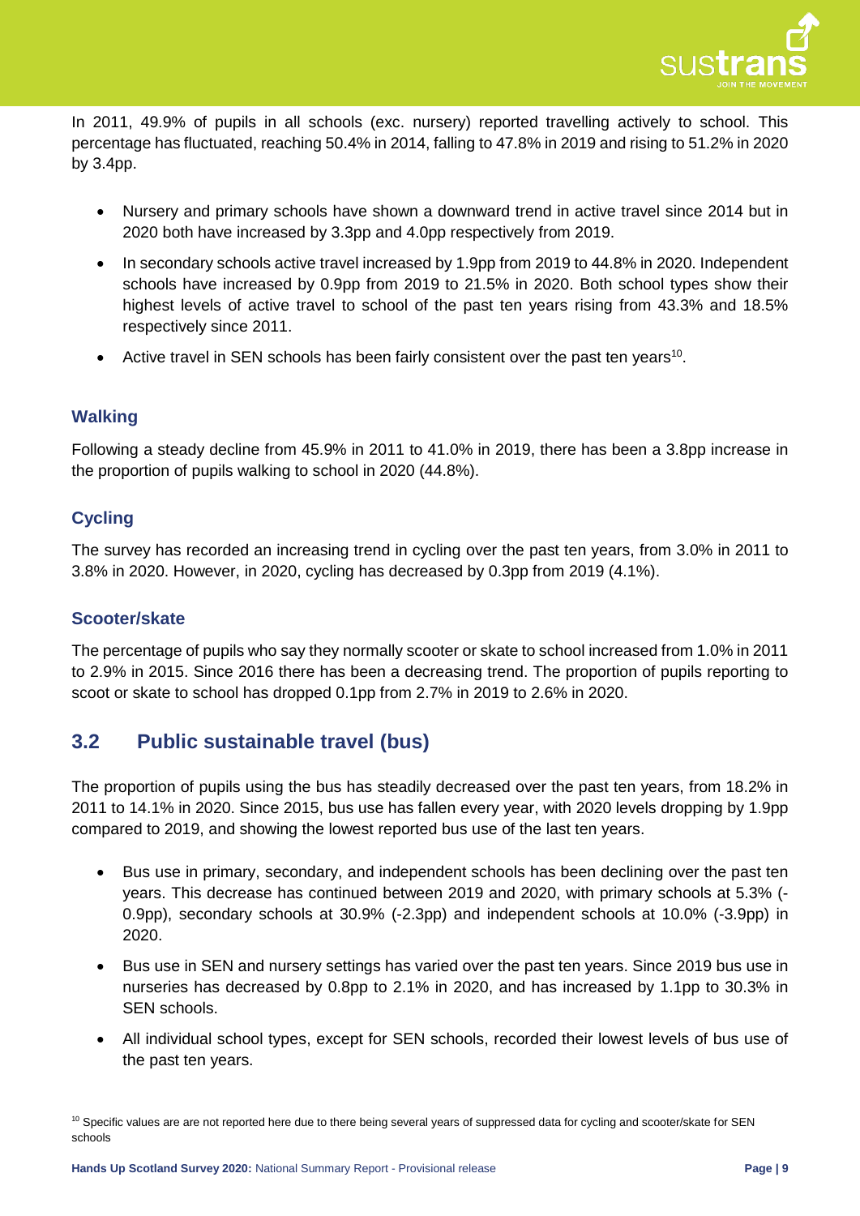In 2011, 49.9% of pupils in all schools (exc. nursery) reported travelling actively to school. This percentage has fluctuated, reaching 50.4% in 2014, falling to 47.8% in 2019 and rising to 51.2% in 2020 by 3.4pp.

- Nursery and primary schools have shown a downward trend in active travel since 2014 but in 2020 both have increased by 3.3pp and 4.0pp respectively from 2019.
- In secondary schools active travel increased by 1.9pp from 2019 to 44.8% in 2020. Independent schools have increased by 0.9pp from 2019 to 21.5% in 2020. Both school types show their highest levels of active travel to school of the past ten years rising from 43.3% and 18.5% respectively since 2011.
- Active travel in SEN schools has been fairly consistent over the past ten years[10].

### Walking

Following a steady decline from 45.9% in 2011 to 41.0% in 2019, there has been a 3.8pp increase in the proportion of pupils walking to school in 2020 (44.8%).

### Cycling

The survey has recorded an increasing trend in cycling over the past ten years, from 3.0% in 2011 to 3.8% in 2020. However, in 2020, cycling has decreased by 0.3pp from 2019 (4.1%).

### Scooter/skate

The percentage of pupils who say they normally scooter or skate to school increased from 1.0% in 2011 to 2.9% in 2015. Since 2016 there has been a decreasing trend. The proportion of pupils reporting to scoot or skate to school has dropped 0.1pp from 2.7% in 2019 to 2.6% in 2020.

## 3.2 Public sustainable travel (bus)

The proportion of pupils using the bus has steadily decreased over the past ten years, from 18.2% in 2011 to 14.1% in 2020. Since 2015, bus use has fallen every year, with 2020 levels dropping by 1.9pp compared to 2019, and showing the lowest reported bus use of the last ten years.

- Bus use in primary, secondary, and independent schools has been declining over the past ten years. This decrease has continued between 2019 and 2020, with primary schools at 5.3% (-0.9pp), secondary schools at 30.9% (-2.3pp) and independent schools at 10.0% (-3.9pp) in 2020.
- Bus use in SEN and nursery settings has varied over the past ten years. Since 2019 bus use in nurseries has decreased by 0.8pp to 2.1% in 2020, and has increased by 1.1pp to 30.3% in SEN schools.
- All individual school types, except for SEN schools, recorded their lowest levels of bus use of the past ten years.

[10] Specific values are are not reported here due to there being several years of suppressed data for cycling and scooter/skate for SEN schools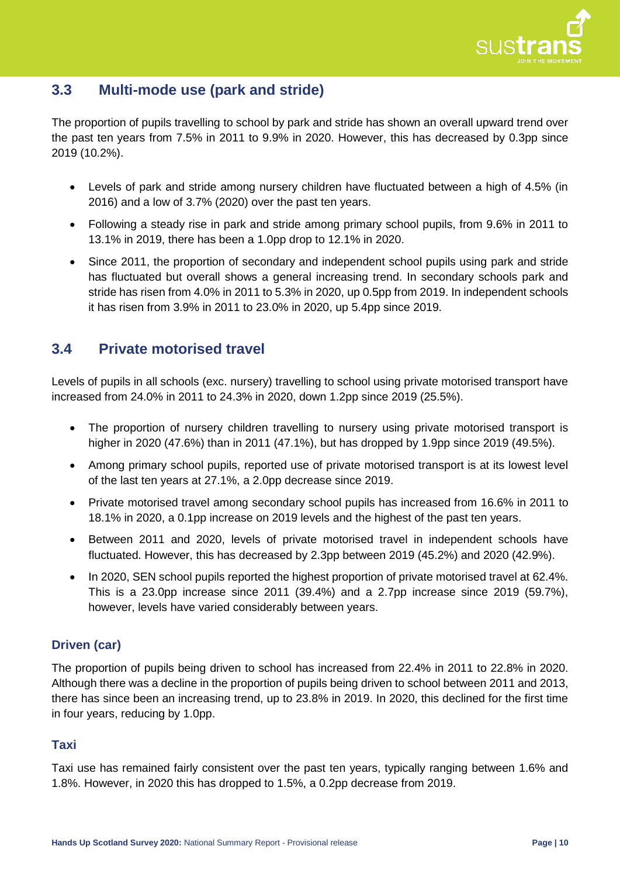## 3.3 Multi-mode use (park and stride)

The proportion of pupils travelling to school by park and stride has shown an overall upward trend over the past ten years from 7.5% in 2011 to 9.9% in 2020. However, this has decreased by 0.3pp since 2019 (10.2%).

- Levels of park and stride among nursery children have fluctuated between a high of 4.5% (in 2016) and a low of 3.7% (2020) over the past ten years.
- Following a steady rise in park and stride among primary school pupils, from 9.6% in 2011 to 13.1% in 2019, there has been a 1.0pp drop to 12.1% in 2020.
- Since 2011, the proportion of secondary and independent school pupils using park and stride has fluctuated but overall shows a general increasing trend. In secondary schools park and stride has risen from 4.0% in 2011 to 5.3% in 2020, up 0.5pp from 2019. In independent schools it has risen from 3.9% in 2011 to 23.0% in 2020, up 5.4pp since 2019.

## 3.4 Private motorised travel

Levels of pupils in all schools (exc. nursery) travelling to school using private motorised transport have increased from 24.0% in 2011 to 24.3% in 2020, down 1.2pp since 2019 (25.5%).

- The proportion of nursery children travelling to nursery using private motorised transport is higher in 2020 (47.6%) than in 2011 (47.1%), but has dropped by 1.9pp since 2019 (49.5%).
- Among primary school pupils, reported use of private motorised transport is at its lowest level of the last ten years at 27.1%, a 2.0pp decrease since 2019.
- Private motorised travel among secondary school pupils has increased from 16.6% in 2011 to 18.1% in 2020, a 0.1pp increase on 2019 levels and the highest of the past ten years.
- Between 2011 and 2020, levels of private motorised travel in independent schools have fluctuated. However, this has decreased by 2.3pp between 2019 (45.2%) and 2020 (42.9%).
- In 2020, SEN school pupils reported the highest proportion of private motorised travel at 62.4%. This is a 23.0pp increase since 2011 (39.4%) and a 2.7pp increase since 2019 (59.7%), however, levels have varied considerably between years.

### Driven (car)

The proportion of pupils being driven to school has increased from 22.4% in 2011 to 22.8% in 2020. Although there was a decline in the proportion of pupils being driven to school between 2011 and 2013, there has since been an increasing trend, up to 23.8% in 2019. In 2020, this declined for the first time in four years, reducing by 1.0pp.

### Taxi

Taxi use has remained fairly consistent over the past ten years, typically ranging between 1.6% and 1.8%. However, in 2020 this has dropped to 1.5%, a 0.2pp decrease from 2019.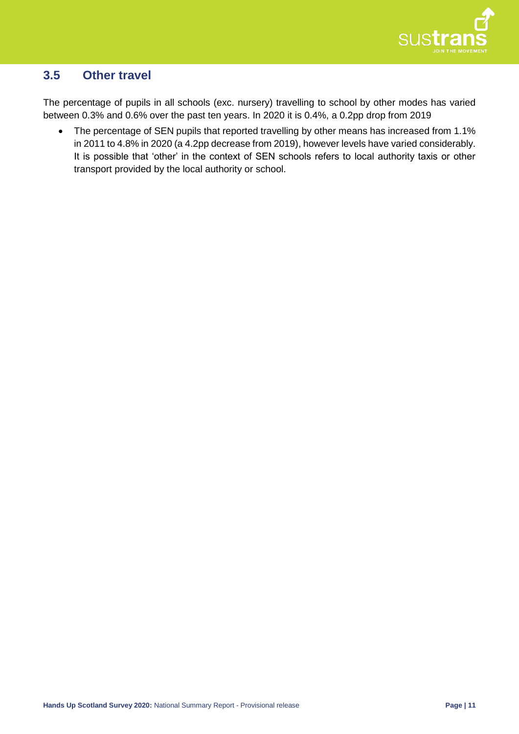## 3.5 Other travel

The percentage of pupils in all schools (exc. nursery) travelling to school by other modes has varied between 0.3% and 0.6% over the past ten years. In 2020 it is 0.4%, a 0.2pp drop from 2019

- The percentage of SEN pupils that reported travelling by other means has increased from 1.1% in 2011 to 4.8% in 2020 (a 4.2pp decrease from 2019), however levels have varied considerably. It is possible that 'other' in the context of SEN schools refers to local authority taxis or other transport provided by the local authority or school.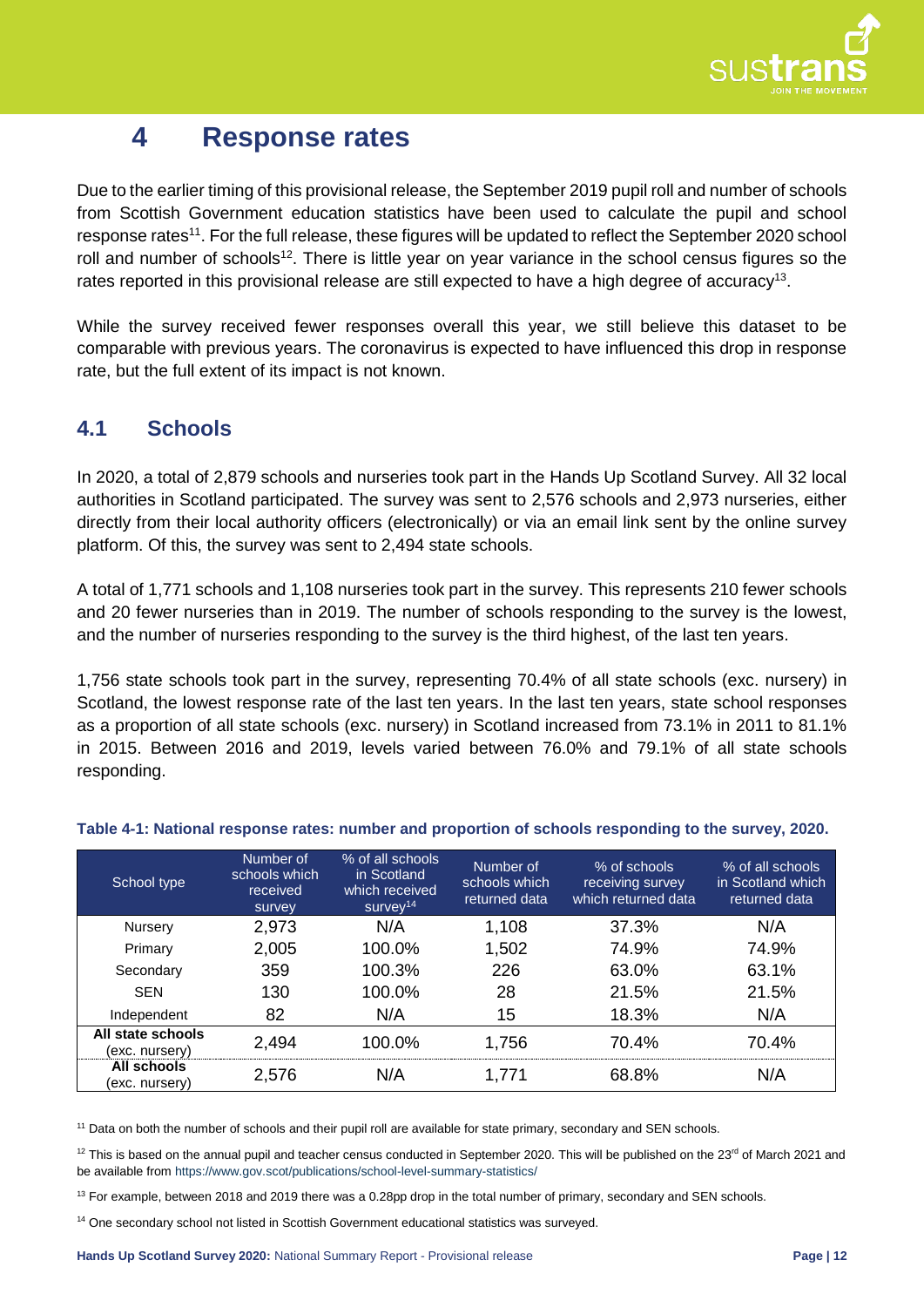# 4 Response rates

Due to the earlier timing of this provisional release, the September 2019 pupil roll and number of schools from Scottish Government education statistics have been used to calculate the pupil and school response rates[11]. For the full release, these figures will be updated to reflect the September 2020 school roll and number of schools[12]. There is little year on year variance in the school census figures so the rates reported in this provisional release are still expected to have a high degree of accuracy[13].

While the survey received fewer responses overall this year, we still believe this dataset to be comparable with previous years. The coronavirus is expected to have influenced this drop in response rate, but the full extent of its impact is not known.

## 4.1 Schools

In 2020, a total of 2,879 schools and nurseries took part in the Hands Up Scotland Survey. All 32 local authorities in Scotland participated. The survey was sent to 2,576 schools and 2,973 nurseries, either directly from their local authority officers (electronically) or via an email link sent by the online survey platform. Of this, the survey was sent to 2,494 state schools.

A total of 1,771 schools and 1,108 nurseries took part in the survey. This represents 210 fewer schools and 20 fewer nurseries than in 2019. The number of schools responding to the survey is the lowest, and the number of nurseries responding to the survey is the third highest, of the last ten years.

1,756 state schools took part in the survey, representing 70.4% of all state schools (exc. nursery) in Scotland, the lowest response rate of the last ten years. In the last ten years, state school responses as a proportion of all state schools (exc. nursery) in Scotland increased from 73.1% in 2011 to 81.1% in 2015. Between 2016 and 2019, levels varied between 76.0% and 79.1% of all state schools responding.

**Table 4-1: National response rates: number and proportion of schools responding to the survey, 2020.**

| School type | Number of schools which received survey | % of all schools in Scotland which received survey[14] | Number of schools which returned data | % of schools receiving survey which returned data | % of all schools in Scotland which returned data |
|---|---|---|---|---|---|
| Nursery | 2,973 | N/A | 1,108 | 37.3% | N/A |
| Primary | 2,005 | 100.0% | 1,502 | 74.9% | 74.9% |
| Secondary | 359 | 100.3% | 226 | 63.0% | 63.1% |
| SEN | 130 | 100.0% | 28 | 21.5% | 21.5% |
| Independent | 82 | N/A | 15 | 18.3% | N/A |
| **All state schools** (exc. nursery) | 2,494 | 100.0% | 1,756 | 70.4% | 70.4% |
| **All schools** (exc. nursery) | 2,576 | N/A | 1,771 | 68.8% | N/A |

[11] Data on both the number of schools and their pupil roll are available for state primary, secondary and SEN schools.

[12] This is based on the annual pupil and teacher census conducted in September 2020. This will be published on the 23rd of March 2021 and be available from https://www.gov.scot/publications/school-level-summary-statistics/

[13] For example, between 2018 and 2019 there was a 0.28pp drop in the total number of primary, secondary and SEN schools.

[14] One secondary school not listed in Scottish Government educational statistics was surveyed.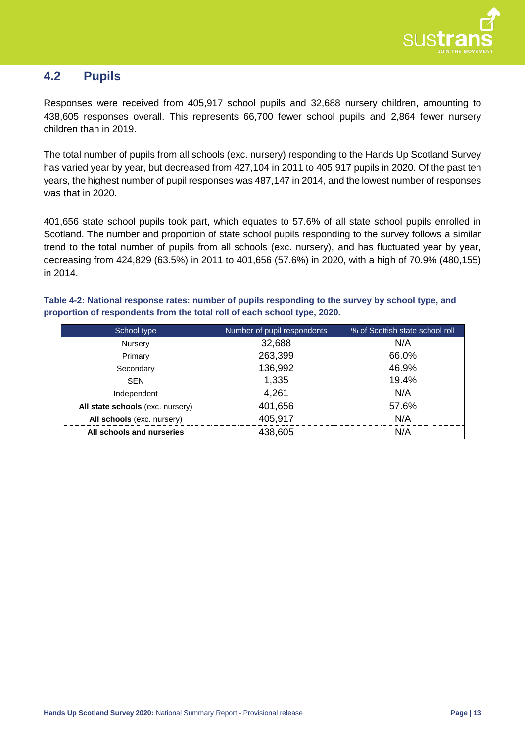## 4.2 Pupils

Responses were received from 405,917 school pupils and 32,688 nursery children, amounting to 438,605 responses overall. This represents 66,700 fewer school pupils and 2,864 fewer nursery children than in 2019.

The total number of pupils from all schools (exc. nursery) responding to the Hands Up Scotland Survey has varied year by year, but decreased from 427,104 in 2011 to 405,917 pupils in 2020. Of the past ten years, the highest number of pupil responses was 487,147 in 2014, and the lowest number of responses was that in 2020.

401,656 state school pupils took part, which equates to 57.6% of all state school pupils enrolled in Scotland. The number and proportion of state school pupils responding to the survey follows a similar trend to the total number of pupils from all schools (exc. nursery), and has fluctuated year by year, decreasing from 424,829 (63.5%) in 2011 to 401,656 (57.6%) in 2020, with a high of 70.9% (480,155) in 2014.

**Table 4-2: National response rates: number of pupils responding to the survey by school type, and proportion of respondents from the total roll of each school type, 2020.**

| School type | Number of pupil respondents | % of Scottish state school roll |
|---|---|---|
| Nursery | 32,688 | N/A |
| Primary | 263,399 | 66.0% |
| Secondary | 136,992 | 46.9% |
| SEN | 1,335 | 19.4% |
| Independent | 4,261 | N/A |
| **All state schools** (exc. nursery) | 401,656 | 57.6% |
| **All schools** (exc. nursery) | 405,917 | N/A |
| **All schools and nurseries** | 438,605 | N/A |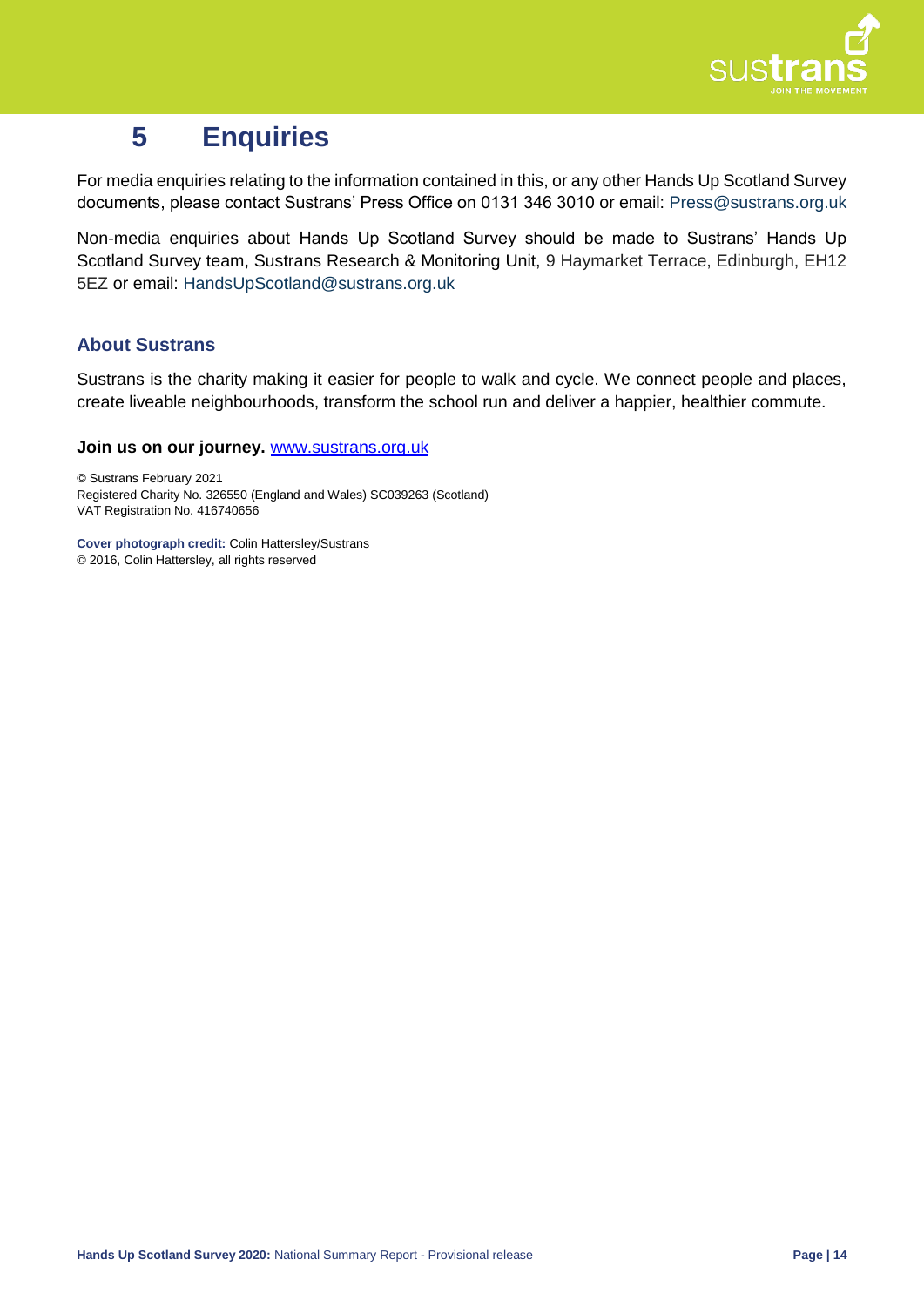# 5 Enquiries

For media enquiries relating to the information contained in this, or any other Hands Up Scotland Survey documents, please contact Sustrans' Press Office on 0131 346 3010 or email: Press@sustrans.org.uk

Non-media enquiries about Hands Up Scotland Survey should be made to Sustrans' Hands Up Scotland Survey team, Sustrans Research & Monitoring Unit, 9 Haymarket Terrace, Edinburgh, EH12 5EZ or email: HandsUpScotland@sustrans.org.uk

## About Sustrans

Sustrans is the charity making it easier for people to walk and cycle. We connect people and places, create liveable neighbourhoods, transform the school run and deliver a happier, healthier commute.

**Join us on our journey.** www.sustrans.org.uk

© Sustrans February 2021
Registered Charity No. 326550 (England and Wales) SC039263 (Scotland)
VAT Registration No. 416740656

**Cover photograph credit:** Colin Hattersley/Sustrans
© 2016, Colin Hattersley, all rights reserved